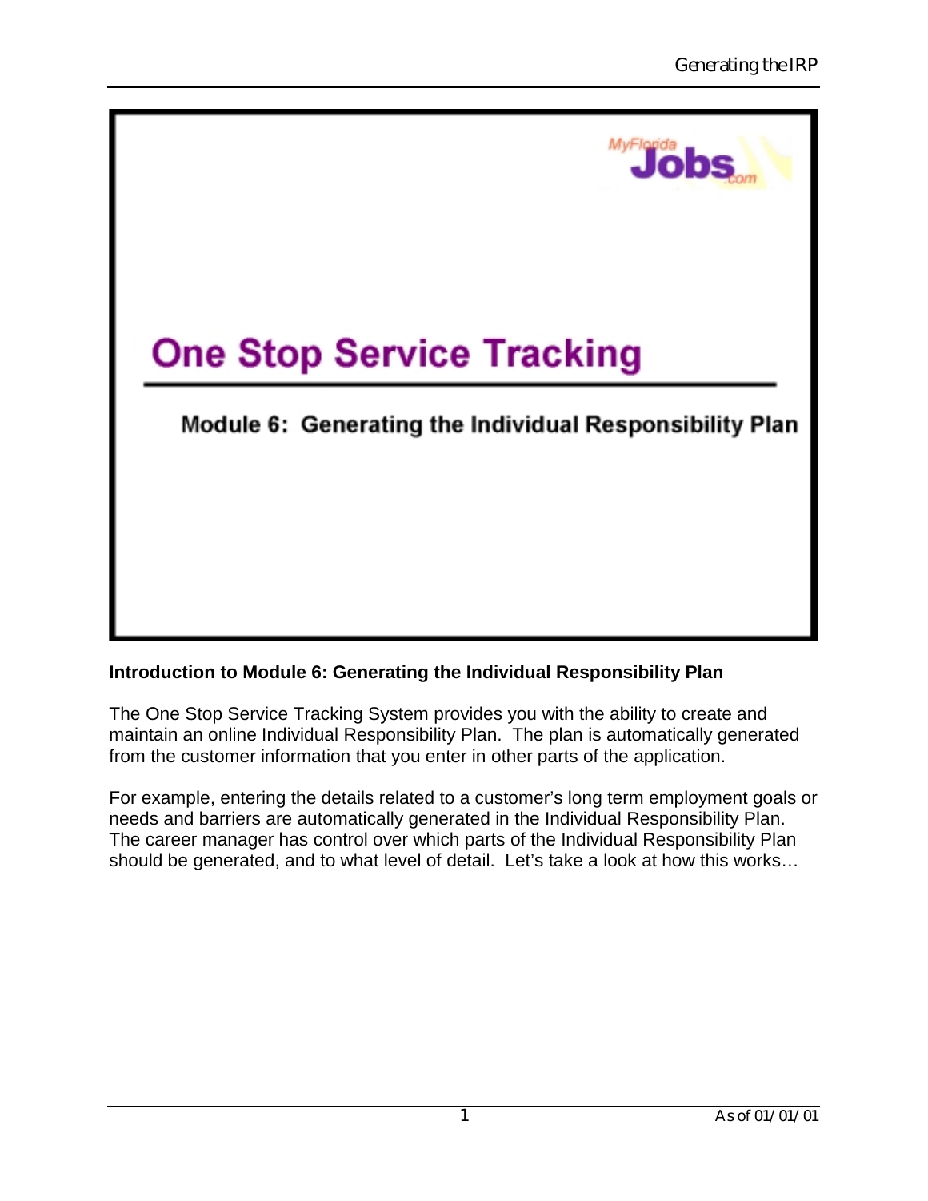# One Stop Service Tracking

## Module 6: Generating the Individual Responsibility Plan

**Introduction to Module 6: Generating the Individual Responsibility Plan**

The One Stop Service Tracking System provides you with the ability to create and maintain an online Individual Responsibility Plan. The plan is automatically generated from the customer information that you enter in other parts of the application.

For example, entering the details related to a customer's long term employment goals or needs and barriers are automatically generated in the Individual Responsibility Plan. The career manager has control over which parts of the Individual Responsibility Plan should be generated, and to what level of detail. Let's take a look at how this works…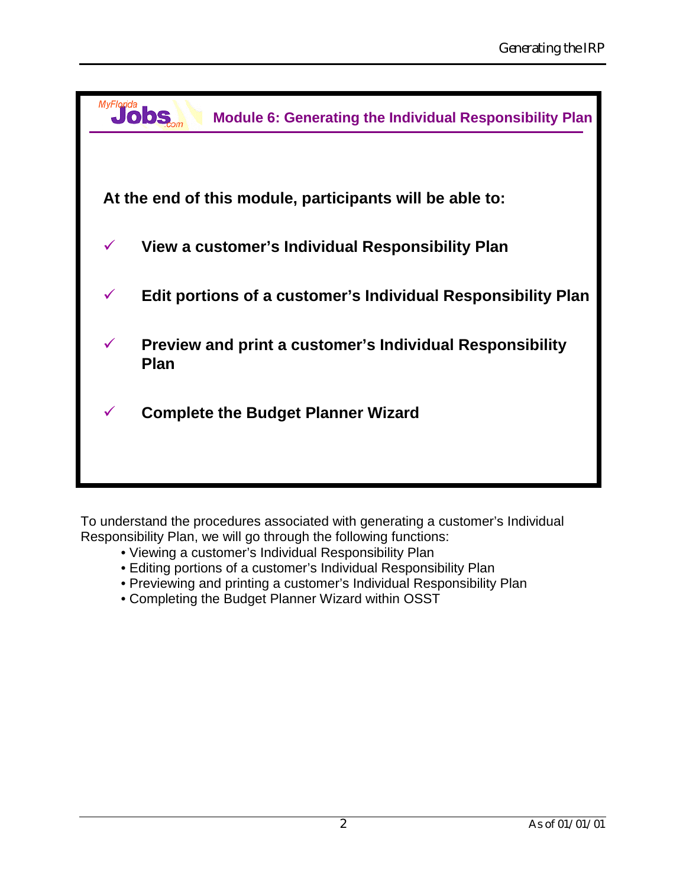## Module 6: Generating the Individual Responsibility Plan

**At the end of this module, participants will be able to:**

- ✓ **View a customer's Individual Responsibility Plan**
- ✓ **Edit portions of a customer's Individual Responsibility Plan**
- ✓ **Preview and print a customer's Individual Responsibility Plan**
- ✓ **Complete the Budget Planner Wizard**

To understand the procedures associated with generating a customer's Individual Responsibility Plan, we will go through the following functions:

- Viewing a customer's Individual Responsibility Plan
- Editing portions of a customer's Individual Responsibility Plan
- Previewing and printing a customer's Individual Responsibility Plan
- Completing the Budget Planner Wizard within OSST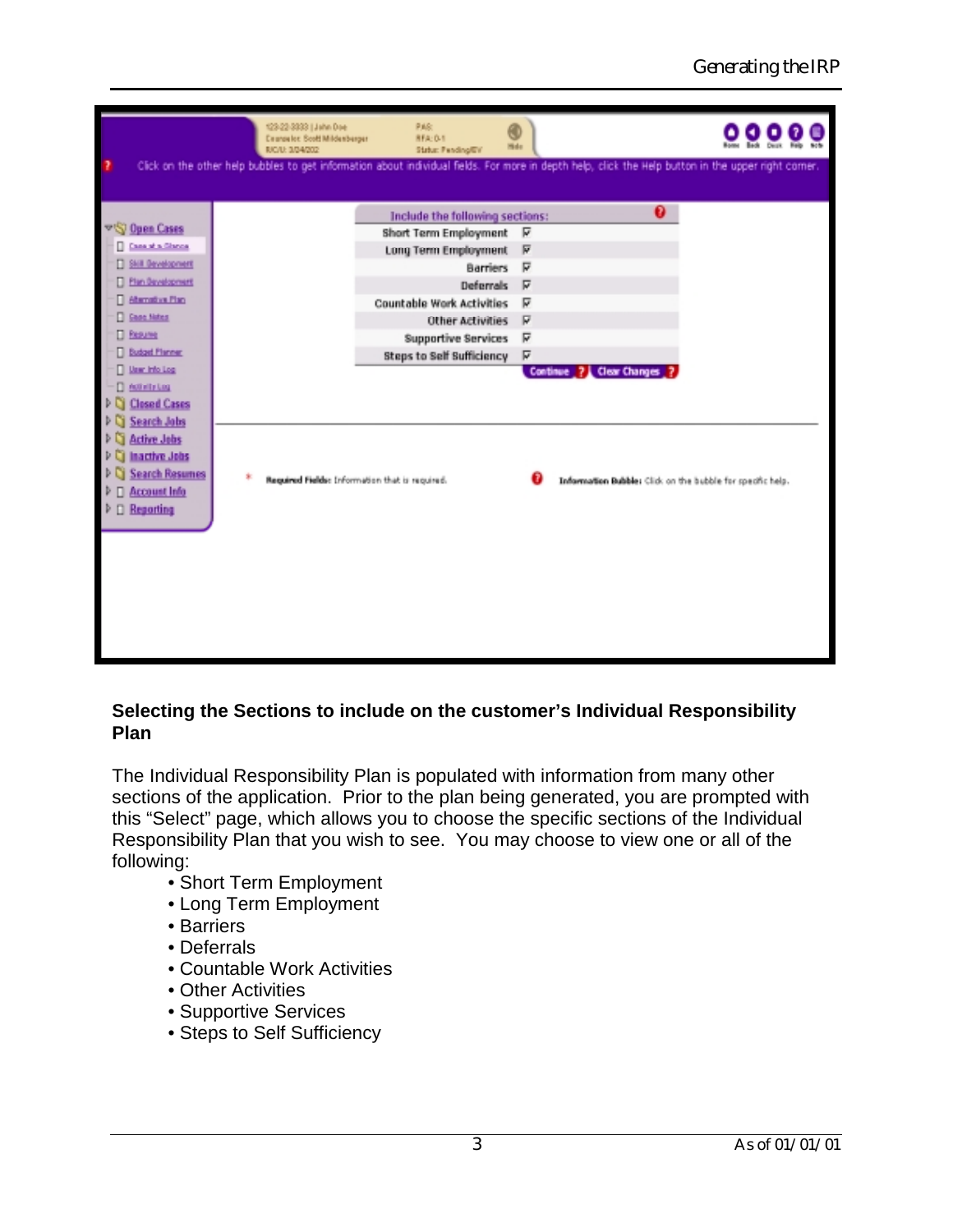**Selecting the Sections to include on the customer's Individual Responsibility Plan**

The Individual Responsibility Plan is populated with information from many other sections of the application. Prior to the plan being generated, you are prompted with this "Select" page, which allows you to choose the specific sections of the Individual Responsibility Plan that you wish to see. You may choose to view one or all of the following:

- Short Term Employment
- Long Term Employment
- Barriers
- Deferrals
- Countable Work Activities
- Other Activities
- Supportive Services
- Steps to Self Sufficiency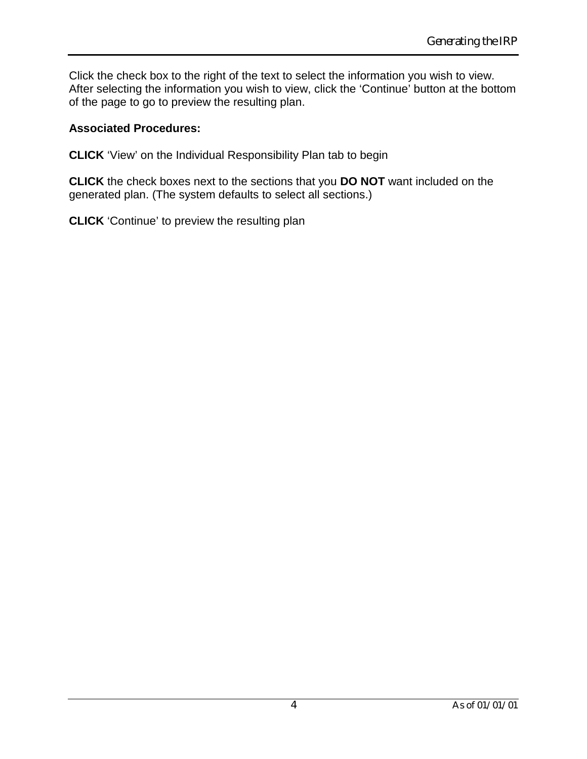Click the check box to the right of the text to select the information you wish to view. After selecting the information you wish to view, click the ‘Continue’ button at the bottom of the page to go to preview the resulting plan.

**Associated Procedures:**

**CLICK** ‘View’ on the Individual Responsibility Plan tab to begin

**CLICK** the check boxes next to the sections that you **DO NOT** want included on the generated plan. (The system defaults to select all sections.)

**CLICK** ‘Continue’ to preview the resulting plan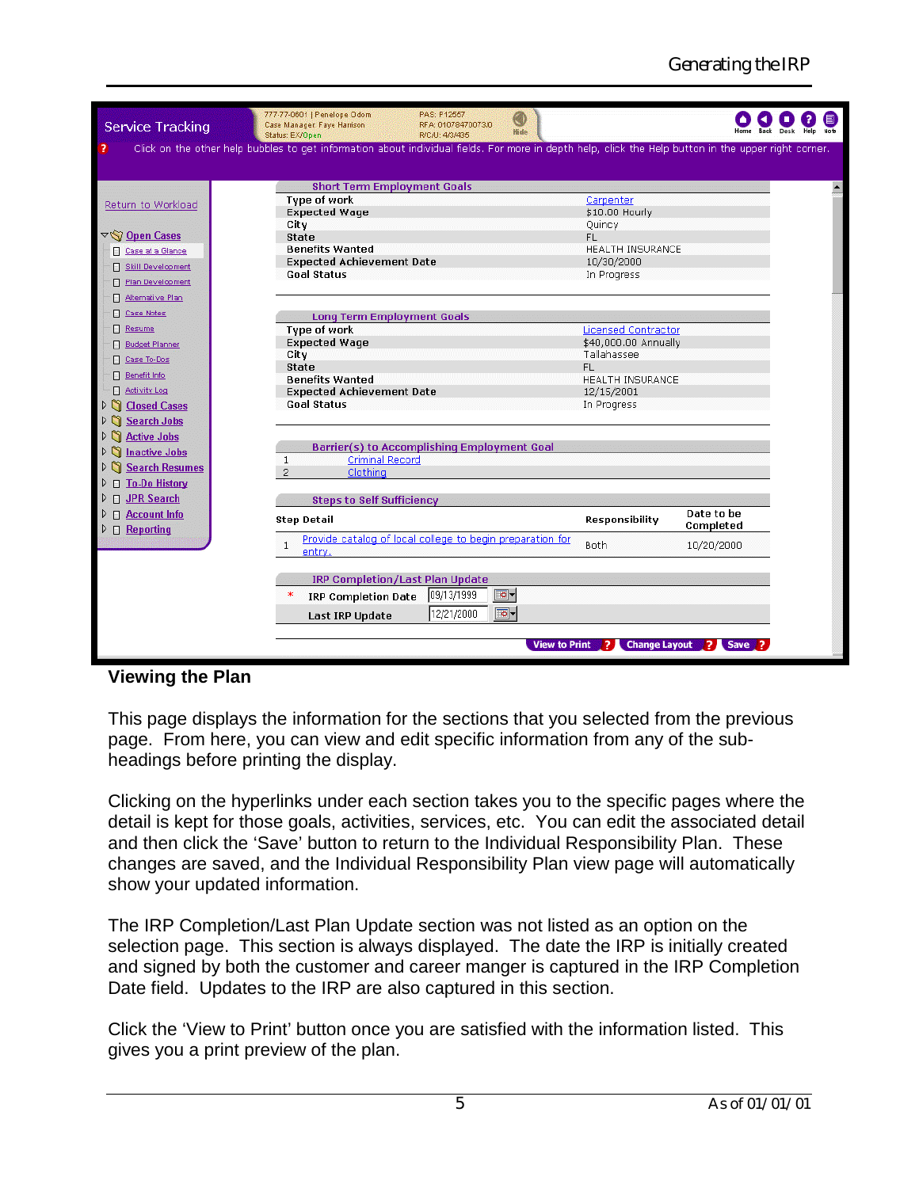Service Tracking

777-77-0601 | Penelope Odom
Case Manager Faye Harrison
Status: EX/Open
PAS: P12557
RFA: 0107847007 3.0
R/C/U: 4/3/435

Click on the other help bubbles to get information about individual fields. For more in depth help, click the Help button in the upper right corner.

Return to Workload

Open Cases
- Case at a Glance
- Skill Development
- Plan Development
- Alternative Plan
- Case Notes
- Resume
- Budget Planner
- Case To-Dos
- Benefit Info
- Activity Log

Closed Cases
Search Jobs
Active Jobs
Inactive Jobs
Search Resumes
To-Do History
JPR Search
Account Info
Reporting

**Short Term Employment Goals**

| | |
|---|---|
| Type of work | Carpenter |
| Expected Wage | $10.00 Hourly |
| City | Quincy |
| State | FL |
| Benefits Wanted | HEALTH INSURANCE |
| Expected Achievement Date | 10/30/2000 |
| Goal Status | In Progress |

**Long Term Employment Goals**

| | |
|---|---|
| Type of work | Licensed Contractor |
| Expected Wage | $40,000.00 Annually |
| City | Tallahassee |
| State | FL |
| Benefits Wanted | HEALTH INSURANCE |
| Expected Achievement Date | 12/15/2001 |
| Goal Status | In Progress |

**Barrier(s) to Accomplishing Employment Goal**

| | |
|---|---|
| 1 | Criminal Record |
| 2 | Clothing |

**Steps to Self Sufficiency**

| | Step Detail | Responsibility | Date to be Completed |
|---|---|---|---|
| 1 | Provide catalog of local college to begin preparation for entry. | Both | 10/20/2000 |

**IRP Completion/Last Plan Update**

| | |
|---|---|
| * IRP Completion Date | 09/13/1999 |
| Last IRP Update | 12/21/2000 |

View to Print | Change Layout | Save

## Viewing the Plan

This page displays the information for the sections that you selected from the previous page. From here, you can view and edit specific information from any of the sub-headings before printing the display.

Clicking on the hyperlinks under each section takes you to the specific pages where the detail is kept for those goals, activities, services, etc. You can edit the associated detail and then click the 'Save' button to return to the Individual Responsibility Plan. These changes are saved, and the Individual Responsibility Plan view page will automatically show your updated information.

The IRP Completion/Last Plan Update section was not listed as an option on the selection page. This section is always displayed. The date the IRP is initially created and signed by both the customer and career manger is captured in the IRP Completion Date field. Updates to the IRP are also captured in this section.

Click the 'View to Print' button once you are satisfied with the information listed. This gives you a print preview of the plan.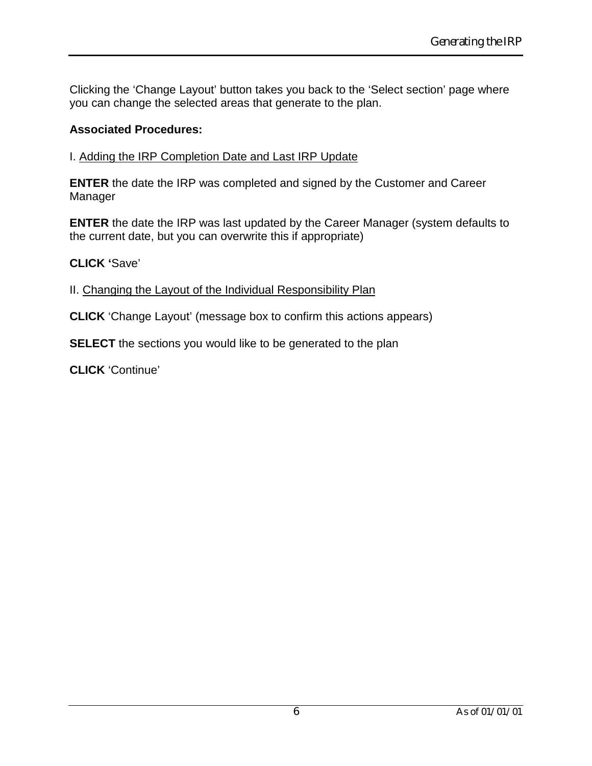Clicking the ‘Change Layout’ button takes you back to the ‘Select section’ page where you can change the selected areas that generate to the plan.

**Associated Procedures:**

I. Adding the IRP Completion Date and Last IRP Update

**ENTER** the date the IRP was completed and signed by the Customer and Career Manager

**ENTER** the date the IRP was last updated by the Career Manager (system defaults to the current date, but you can overwrite this if appropriate)

**CLICK ‘**Save’

II. Changing the Layout of the Individual Responsibility Plan

**CLICK** ‘Change Layout’ (message box to confirm this actions appears)

**SELECT** the sections you would like to be generated to the plan

**CLICK** ‘Continue’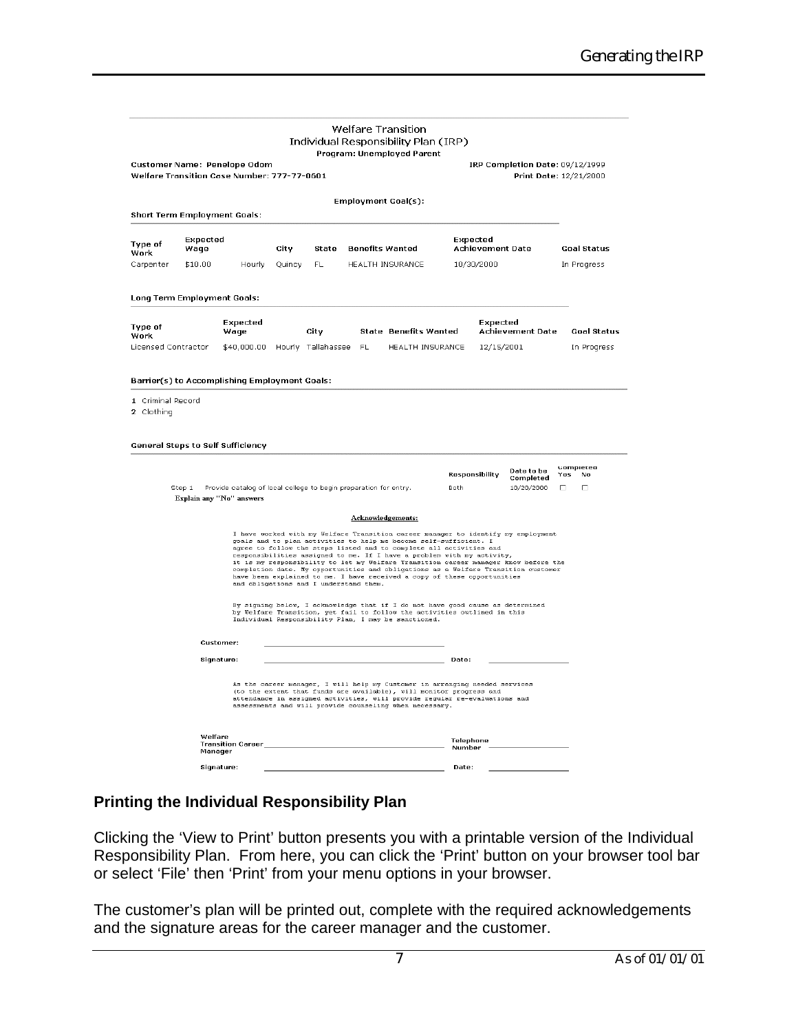Welfare Transition
Individual Responsibility Plan (IRP)
Program: Unemployed Parent

Customer Name: Penelope Odom
Welfare Transition Case Number: 777-77-0601

IRP Completion Date: 09/12/1999
Print Date: 12/21/2000

Employment Goal(s):

**Short Term Employment Goals:**

| Type of Work | Expected Wage | | City | State | Benefits Wanted | Expected Achievement Date | Goal Status |
|---|---|---|---|---|---|---|---|
| Carpenter | $10.00 | Hourly | Quincy | FL | HEALTH INSURANCE | 10/30/2000 | In Progress |

**Long Term Employment Goals:**

| Type of Work | Expected Wage | | City | State | Benefits Wanted | Expected Achievement Date | Goal Status |
|---|---|---|---|---|---|---|---|
| Licensed Contractor | $40,000.00 | Hourly | Tallahassee | FL | HEALTH INSURANCE | 12/15/2001 | In Progress |

**Barrier(s) to Accomplishing Employment Goals:**

1 Criminal Record
2 Clothing

**General Steps to Self Sufficiency**

| | | Responsibility | Date to be Completed | Completed Yes | No |
|---|---|---|---|---|---|
| Step 1 | Provide catalog of local college to begin preparation for entry. | Both | 10/20/2000 | ☐ | ☐ |

Explain any "No" answers

**Acknowledgements:**

I have worked with my Welfare Transition career manager to identify my employment goals and to plan activities to help me become self-sufficient. I agree to follow the steps listed and to complete all activities and responsibilities assigned to me. If I have a problem with my activity, it is my responsibility to let my Welfare Transition career manager know before the completion date. My opportunities and obligations as a Welfare Transition customer have been explained to me. I have received a copy of these opportunities and obligations and I understand them.

By signing below, I acknowledge that if I do not have good cause as determined by Welfare Transition, yet fail to follow the activities outlined in this Individual Responsibility Plan, I may be sanctioned.

Customer: ______________________

Signature: ______________________ Date: ____________

As the career manager, I will help my Customer in arranging needed services (to the extent that funds are available), will monitor progress and attendance in assigned activities, will provide regular re-evaluations and assessments and will provide counseling when necessary.

Welfare Transition Career Manager ______________________ Telephone Number ____________

Signature: ______________________ Date: ____________

## Printing the Individual Responsibility Plan

Clicking the 'View to Print' button presents you with a printable version of the Individual Responsibility Plan. From here, you can click the 'Print' button on your browser tool bar or select 'File' then 'Print' from your menu options in your browser.

The customer's plan will be printed out, complete with the required acknowledgements and the signature areas for the career manager and the customer.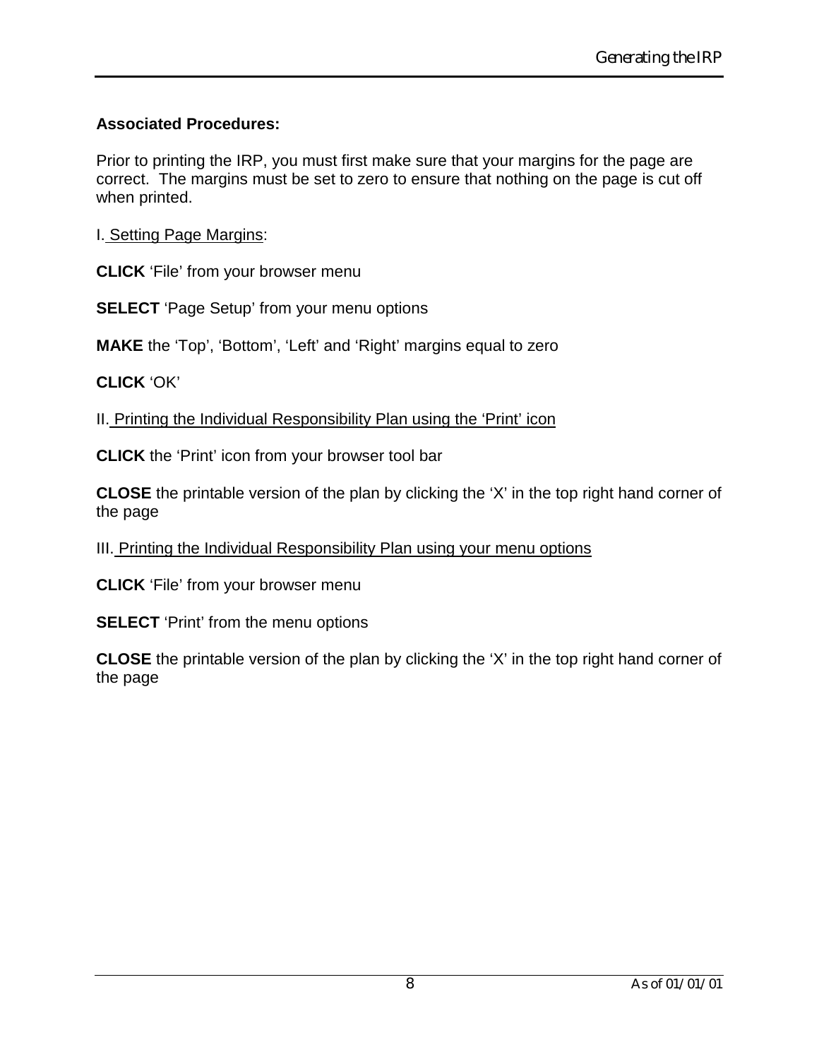**Associated Procedures:**

Prior to printing the IRP, you must first make sure that your margins for the page are correct. The margins must be set to zero to ensure that nothing on the page is cut off when printed.

I. Setting Page Margins:

**CLICK** 'File' from your browser menu

**SELECT** 'Page Setup' from your menu options

**MAKE** the 'Top', 'Bottom', 'Left' and 'Right' margins equal to zero

**CLICK** 'OK'

II. Printing the Individual Responsibility Plan using the 'Print' icon

**CLICK** the 'Print' icon from your browser tool bar

**CLOSE** the printable version of the plan by clicking the 'X' in the top right hand corner of the page

III. Printing the Individual Responsibility Plan using your menu options

**CLICK** 'File' from your browser menu

**SELECT** 'Print' from the menu options

**CLOSE** the printable version of the plan by clicking the 'X' in the top right hand corner of the page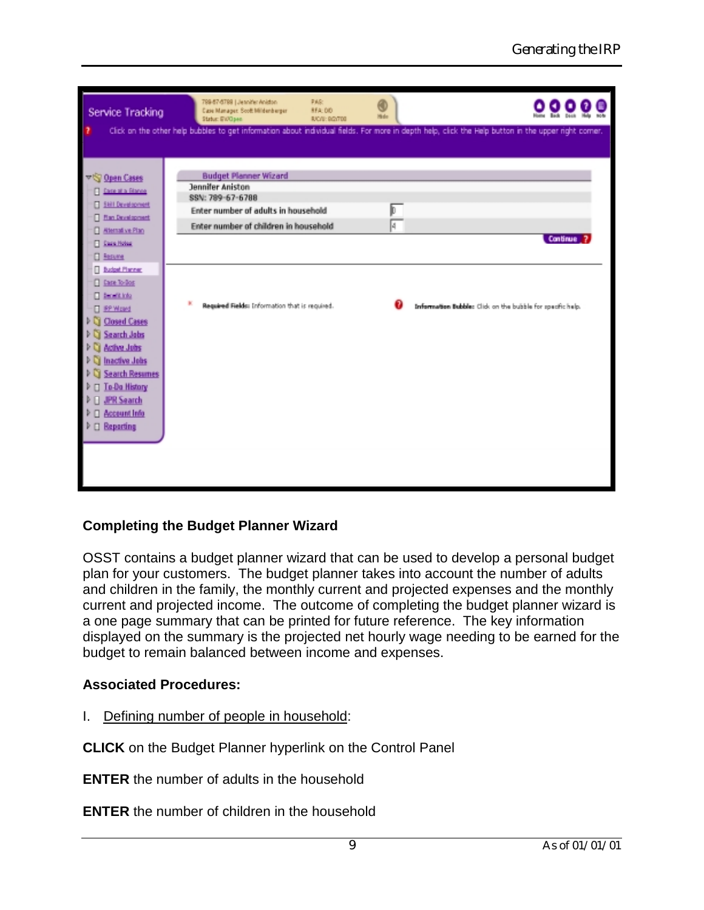## Completing the Budget Planner Wizard

OSST contains a budget planner wizard that can be used to develop a personal budget plan for your customers. The budget planner takes into account the number of adults and children in the family, the monthly current and projected expenses and the monthly current and projected income. The outcome of completing the budget planner wizard is a one page summary that can be printed for future reference. The key information displayed on the summary is the projected net hourly wage needing to be earned for the budget to remain balanced between income and expenses.

### Associated Procedures:

I. Defining number of people in household:

**CLICK** on the Budget Planner hyperlink on the Control Panel

**ENTER** the number of adults in the household

**ENTER** the number of children in the household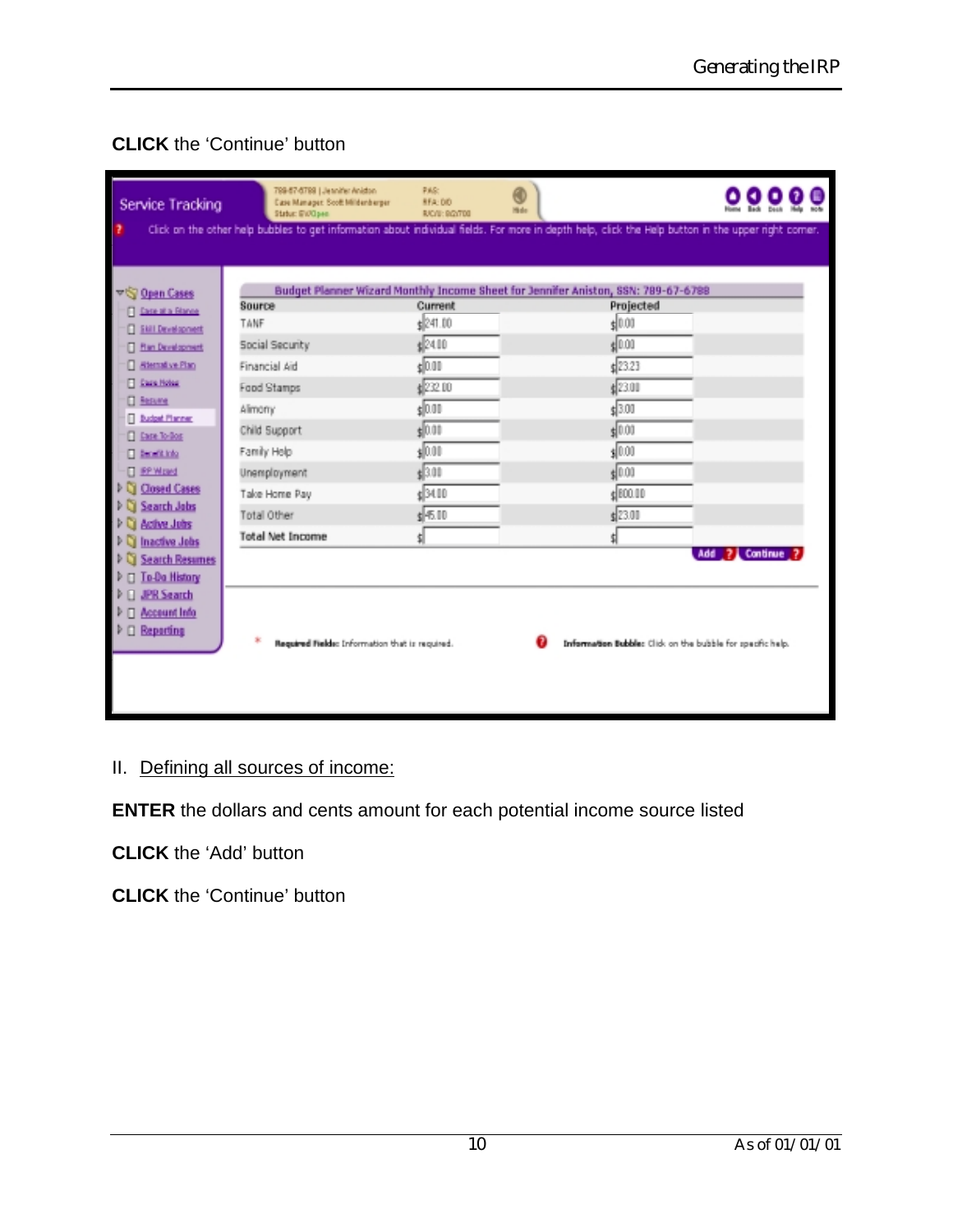**CLICK** the 'Continue' button

Service Tracking

789-67-6788 | Jennifer Aniston
Case Manager: Scott Mildenberger
Status: EV/Open

PAS:
RFA: DD
R/C/S: 8/2/T00

Hide

Home Back Desk Help Note

Click on the other help bubbles to get information about individual fields. For more in depth help, click the Help button in the upper right corner.

Open Cases
- Case at a Glance
- Skill Development
- Plan Development
- Alternative Plan
- Case Notes
- Resume
- Budget Planner
- Case To-Dos
- Benefit Info
- IRP Wizard

Closed Cases
Search Jobs
Active Jobs
Inactive Jobs
Search Resumes
To-Do History
JPR Search
Account Info
Reporting

Budget Planner Wizard Monthly Income Sheet for Jennifer Aniston, SSN: 789-67-6788

| Source | Current | Projected |
|---|---|---|
| TANF | $241.00 | $0.00 |
| Social Security | $24.00 | $0.00 |
| Financial Aid | $0.00 | $23.23 |
| Food Stamps | $232.00 | $23.00 |
| Alimony | $0.00 | $3.00 |
| Child Support | $0.00 | $0.00 |
| Family Help | $0.00 | $0.00 |
| Unemployment | $3.00 | $0.00 |
| Take Home Pay | $34.00 | $800.00 |
| Total Other | $45.00 | $23.00 |
| Total Net Income | $ | $ |

Add ? Continue ?

\* Required Fields: Information that is required.

Information Bubble: Click on the bubble for specific help.

II. Defining all sources of income:

**ENTER** the dollars and cents amount for each potential income source listed

**CLICK** the 'Add' button

**CLICK** the 'Continue' button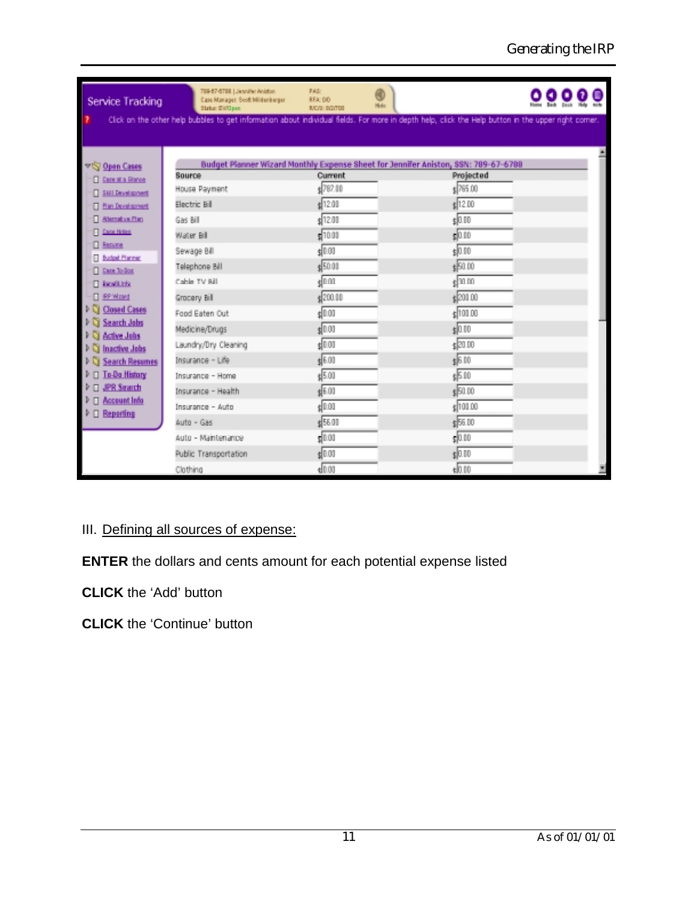Service Tracking

789-67-6788 | Jennifer Aniston
Case Manager: Scott Mildenberger
Status: EX/Open

PAS:
RFA: 0/0
R/C/U: 0/0/0

Hide

Home Back Desk Help Note

Click on the other help bubbles to get information about individual fields. For more in depth help, click the Help button in the upper right corner.

- Open Cases
  - Case at a Glance
  - Skill Development
  - Plan Development
  - Alternative Plan
  - Case Notes
  - Resume
  - Budget Planner
  - Case To-Dos
  - Benefit Info
  - IRP Wizard
- Closed Cases
- Search Jobs
- Active Jobs
- Inactive Jobs
- Search Resumes
- To-Do History
- JPR Search
- Account Info
- Reporting

**Budget Planner Wizard Monthly Expense Sheet for Jennifer Aniston, SSN: 789-67-6788**

| Source | Current | Projected |
|---|---|---|
| House Payment | $787.00 | $765.00 |
| Electric Bill | $12.00 | $12.00 |
| Gas Bill | $12.00 | $0.00 |
| Water Bill | $10.00 | $0.00 |
| Sewage Bill | $0.00 | $0.00 |
| Telephone Bill | $50.00 | $50.00 |
| Cable TV Bill | $0.00 | $30.00 |
| Grocery Bill | $200.00 | $200.00 |
| Food Eaten Out | $0.00 | $100.00 |
| Medicine/Drugs | $0.00 | $0.00 |
| Laundry/Dry Cleaning | $0.00 | $20.00 |
| Insurance - Life | $6.00 | $6.00 |
| Insurance - Home | $5.00 | $5.00 |
| Insurance - Health | $6.00 | $50.00 |
| Insurance - Auto | $0.00 | $100.00 |
| Auto - Gas | $56.00 | $56.00 |
| Auto - Maintenance | $0.00 | $0.00 |
| Public Transportation | $0.00 | $0.00 |
| Clothing | $0.00 | $0.00 |

III. Defining all sources of expense:

**ENTER** the dollars and cents amount for each potential expense listed

**CLICK** the ‘Add’ button

**CLICK** the ‘Continue’ button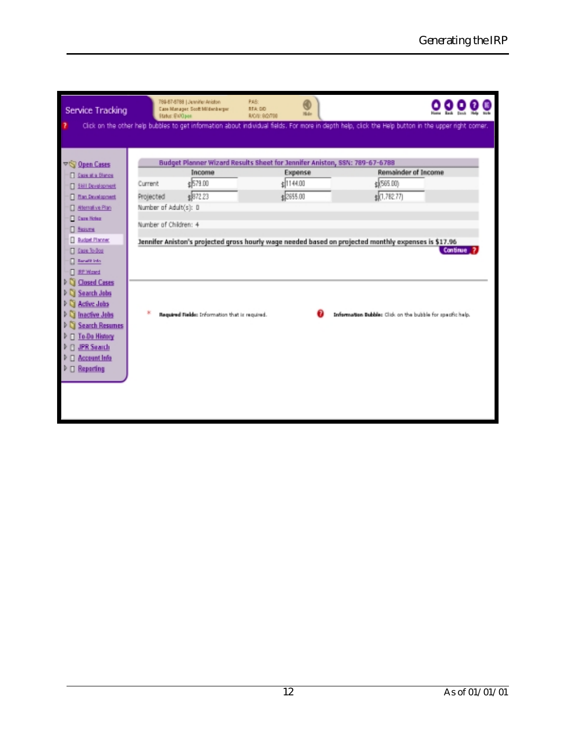Service Tracking

789-67-6788 | Jennifer Aniston
Case Manager: Scott Mildenberger
Status: Ex/Open

PAS:
RFA: DD
R/O/U: 8Q/T00

Click on the other help bubbles to get information about individual fields. For more in depth help, click the Help button in the upper right corner.

- Open Cases
  - Case at a Glance
  - Skill Development
  - Plan Development
  - Alternative Plan
  - Case Notes
  - Resume
  - Budget Planner
  - Case To-Dos
  - Benefit Info
  - IRP Wizard
- Closed Cases
- Search Jobs
- Active Jobs
- Inactive Jobs
- Search Resumes
- To-Do History
- JPR Search
- Account Info
- Reporting

**Budget Planner Wizard Results Sheet for Jennifer Aniston, SSN: 789-67-6788**

| | Income | Expense | Remainder of Income |
|---|---|---|---|
| Current | $579.00 | $1144.00 | $(565.00) |
| Projected | $872.23 | $2655.00 | $(1,782.77) |

Number of Adult(s): 0

Number of Children: 4

**Jennifer Aniston's projected gross hourly wage needed based on projected monthly expenses is $17.96**

Continue

* **Required Fields:** Information that is required.

**Information Bubble:** Click on the bubble for specific help.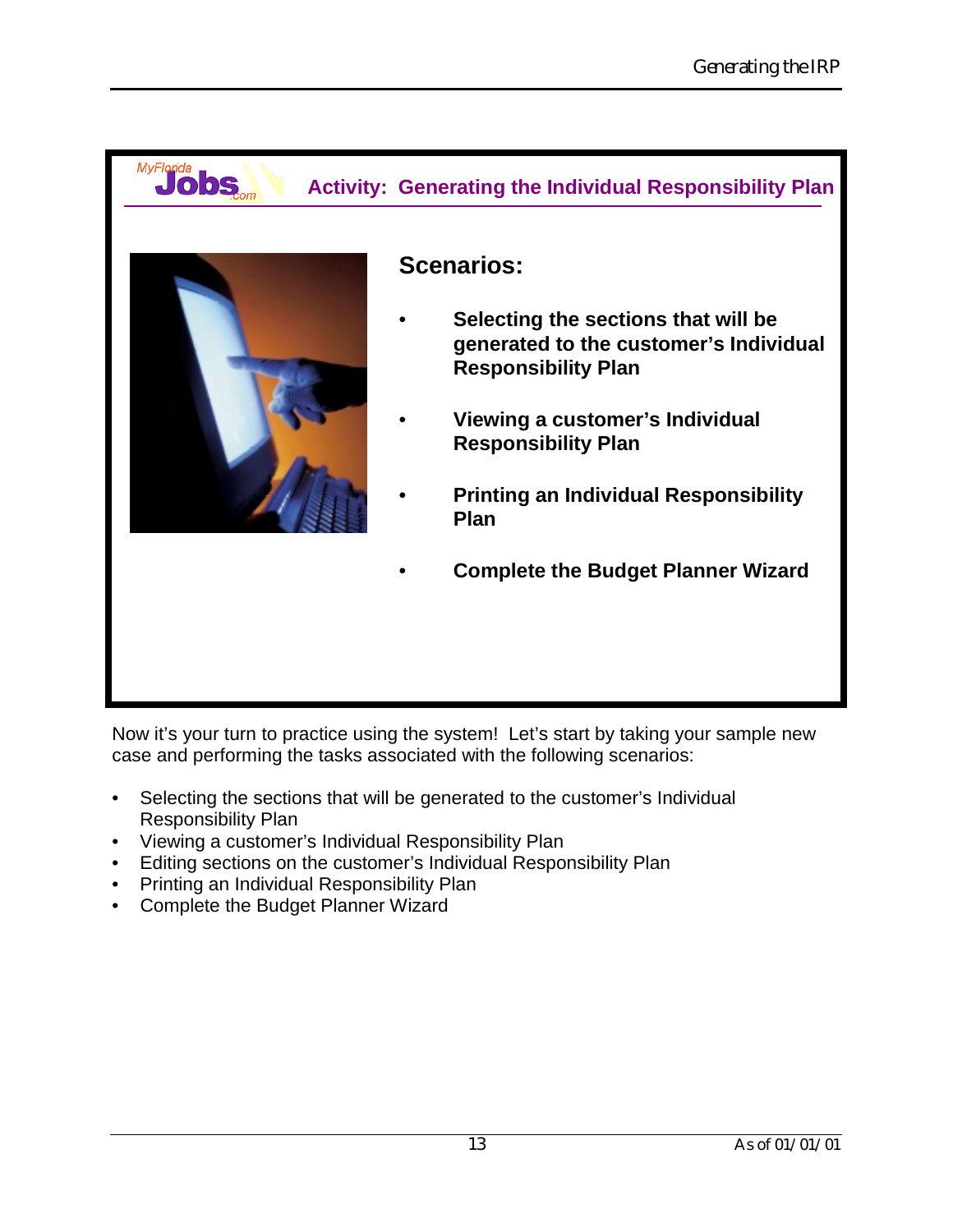## Activity: Generating the Individual Responsibility Plan

### Scenarios:

- **Selecting the sections that will be generated to the customer's Individual Responsibility Plan**
- **Viewing a customer's Individual Responsibility Plan**
- **Printing an Individual Responsibility Plan**
- **Complete the Budget Planner Wizard**

Now it's your turn to practice using the system! Let's start by taking your sample new case and performing the tasks associated with the following scenarios:

- Selecting the sections that will be generated to the customer's Individual Responsibility Plan
- Viewing a customer's Individual Responsibility Plan
- Editing sections on the customer's Individual Responsibility Plan
- Printing an Individual Responsibility Plan
- Complete the Budget Planner Wizard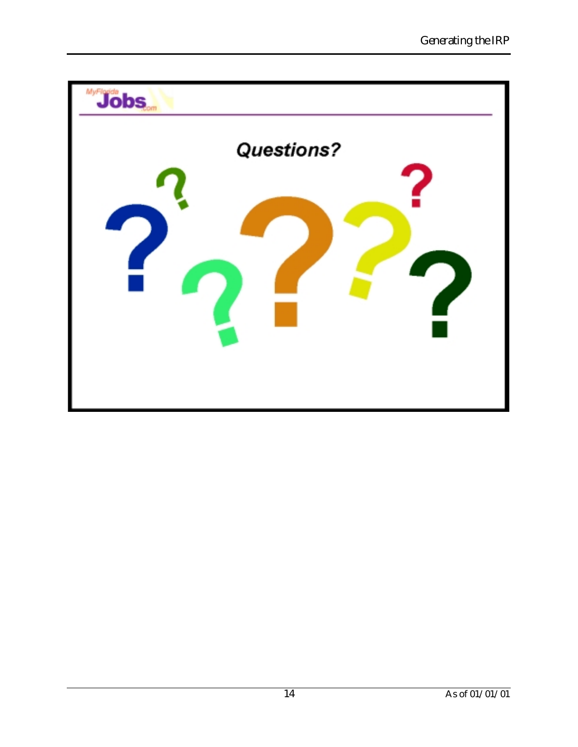MyFlorida Jobs.com

Questions?